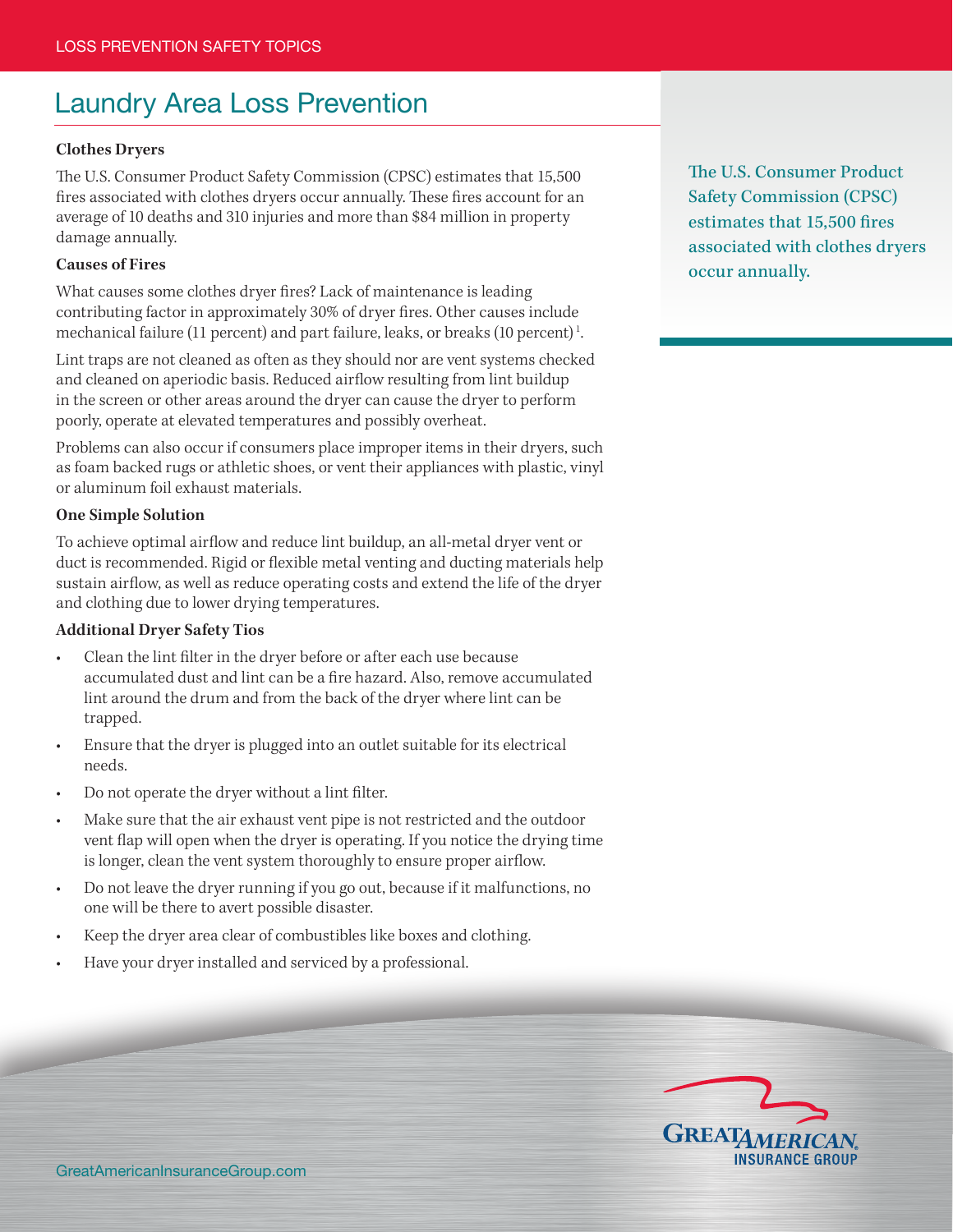# Laundry Area Loss Prevention

### Clothes Dryers

The U.S. Consumer Product Safety Commission (CPSC) estimates that 15,500 fires associated with clothes dryers occur annually. These fires account for an average of 10 deaths and 310 injuries and more than $84 million in property damage annually.

### Causes of Fires

What causes some clothes dryer fires? Lack of maintenance is leading contributing factor in approximately 30% of dryer fires. Other causes include mechanical failure (11 percent) and part failure, leaks, or breaks (10 percent)[1].

Lint traps are not cleaned as often as they should nor are vent systems checked and cleaned on aperiodic basis. Reduced airflow resulting from lint buildup in the screen or other areas around the dryer can cause the dryer to perform poorly, operate at elevated temperatures and possibly overheat.

Problems can also occur if consumers place improper items in their dryers, such as foam backed rugs or athletic shoes, or vent their appliances with plastic, vinyl or aluminum foil exhaust materials.

> The U.S. Consumer Product Safety Commission (CPSC) estimates that 15,500 fires associated with clothes dryers occur annually.

### One Simple Solution

To achieve optimal airflow and reduce lint buildup, an all-metal dryer vent or duct is recommended. Rigid or flexible metal venting and ducting materials help sustain airflow, as well as reduce operating costs and extend the life of the dryer and clothing due to lower drying temperatures.

### Additional Dryer Safety Tios

- Clean the lint filter in the dryer before or after each use because accumulated dust and lint can be a fire hazard. Also, remove accumulated lint around the drum and from the back of the dryer where lint can be trapped.
- Ensure that the dryer is plugged into an outlet suitable for its electrical needs.
- Do not operate the dryer without a lint filter.
- Make sure that the air exhaust vent pipe is not restricted and the outdoor vent flap will open when the dryer is operating. If you notice the drying time is longer, clean the vent system thoroughly to ensure proper airflow.
- Do not leave the dryer running if you go out, because if it malfunctions, no one will be there to avert possible disaster.
- Keep the dryer area clear of combustibles like boxes and clothing.
- Have your dryer installed and serviced by a professional.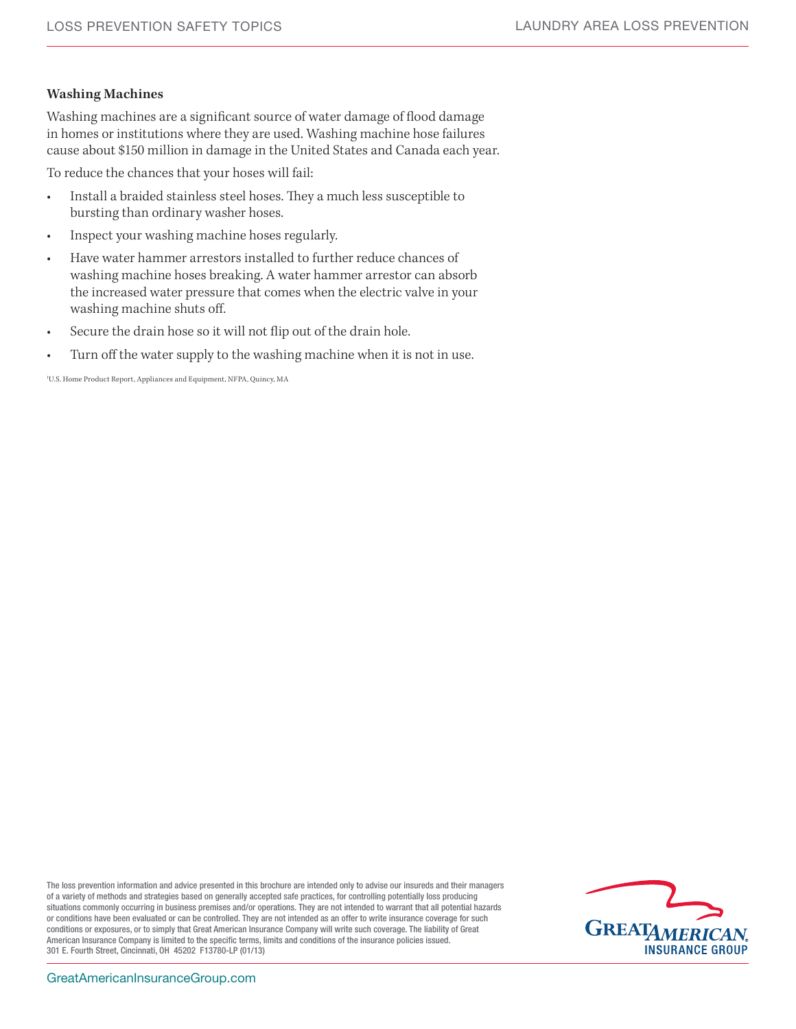### Washing Machines

Washing machines are a significant source of water damage of flood damage in homes or institutions where they are used. Washing machine hose failures cause about $150 million in damage in the United States and Canada each year.

To reduce the chances that your hoses will fail:

- Install a braided stainless steel hoses. They a much less susceptible to bursting than ordinary washer hoses.
- Inspect your washing machine hoses regularly.
- Have water hammer arrestors installed to further reduce chances of washing machine hoses breaking. A water hammer arrestor can absorb the increased water pressure that comes when the electric valve in your washing machine shuts off.
- Secure the drain hose so it will not flip out of the drain hole.
- Turn off the water supply to the washing machine when it is not in use.

[1]U.S. Home Product Report, Appliances and Equipment, NFPA, Quincy, MA

The loss prevention information and advice presented in this brochure are intended only to advise our insureds and their managers of a variety of methods and strategies based on generally accepted safe practices, for controlling potentially loss producing situations commonly occurring in business premises and/or operations. They are not intended to warrant that all potential hazards or conditions have been evaluated or can be controlled. They are not intended as an offer to write insurance coverage for such conditions or exposures, or to simply that Great American Insurance Company will write such coverage. The liability of Great American Insurance Company is limited to the specific terms, limits and conditions of the insurance policies issued.
301 E. Fourth Street, Cincinnati, OH 45202 F13780-LP (01/13)

GREAT AMERICAN INSURANCE GROUP

GreatAmericanInsuranceGroup.com